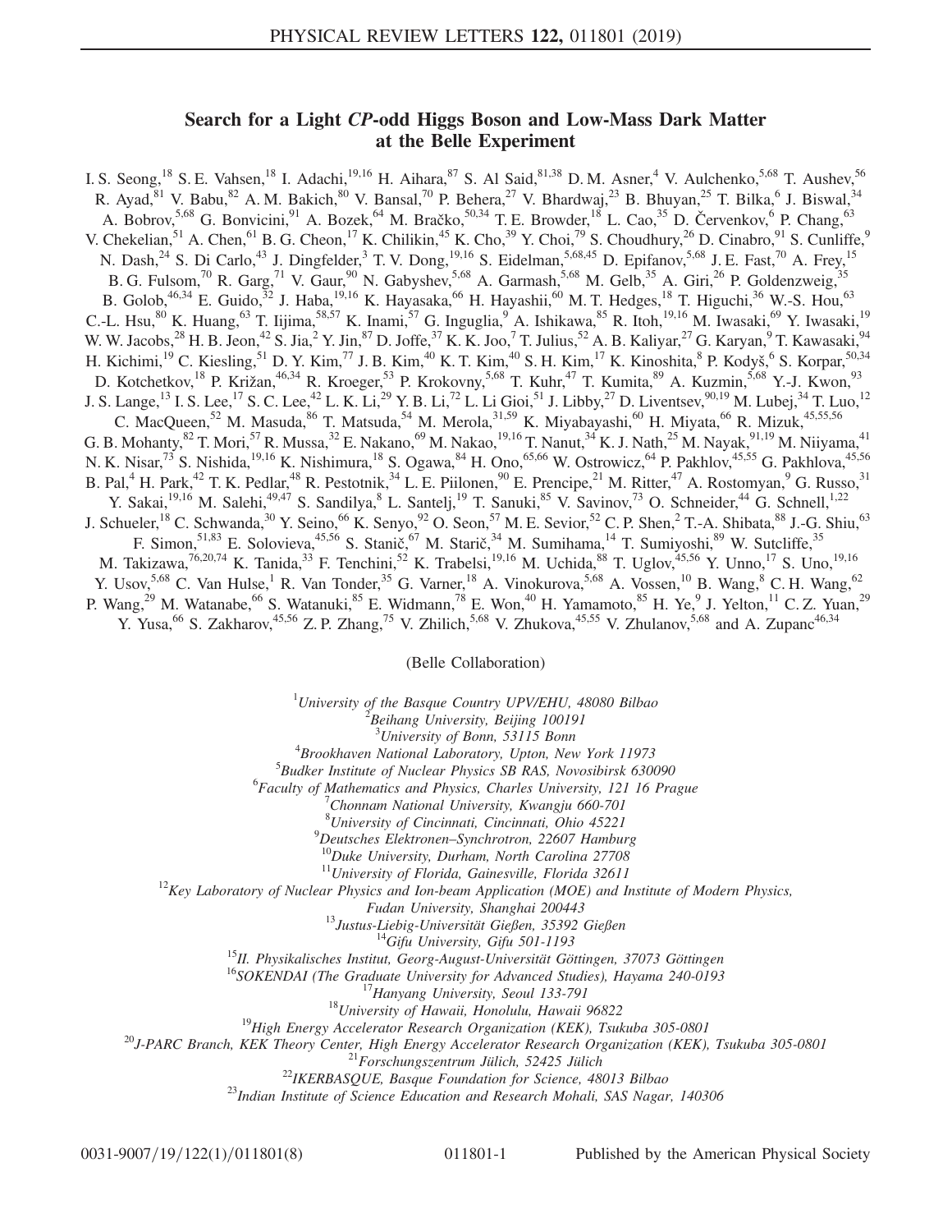# Search for a Light *CP*-odd Higgs Boson and Low-Mass Dark Matter at the Belle Experiment

I. S. Seong,[18] S. E. Vahsen,[18] I. Adachi,[19,16] H. Aihara,[87] S. Al Said,[81,38] D. M. Asner,[4] V. Aulchenko,[5,68] T. Aushev,[56] R. Ayad,[81] V. Babu,[82] A. M. Bakich,[80] V. Bansal,[70] P. Behera,[27] V. Bhardwaj,[23] B. Bhuyan,[25] T. Bilka,[6] J. Biswal,[34] A. Bobrov,[5,68] G. Bonvicini,[91] A. Bozek,[64] M. Bračko,[50,34] T. E. Browder,[18] L. Cao,[35] D. Červenkov,[6] P. Chang,[63] V. Chekelian,[51] A. Chen,[61] B. G. Cheon,[17] K. Chilikin,[45] K. Cho,[39] Y. Choi,[79] S. Choudhury,[26] D. Cinabro,[91] S. Cunliffe,[9] N. Dash,[24] S. Di Carlo,[43] J. Dingfelder,[3] T. V. Dong,[19,16] S. Eidelman,[5,68,45] D. Epifanov,[5,68] J. E. Fast,[70] A. Frey,[15] B. G. Fulsom,[70] R. Garg,[71] V. Gaur,[90] N. Gabyshev,[5,68] A. Garmash,[5,68] M. Gelb,[35] A. Giri,[26] P. Goldenzweig,[35] B. Golob,[46,34] E. Guido,[32] J. Haba,[19,16] K. Hayasaka,[66] H. Hayashii,[60] M. T. Hedges,[18] T. Higuchi,[36] W.-S. Hou,[63] C.-L. Hsu,[80] K. Huang,[63] T. Iijima,[58,57] K. Inami,[57] G. Inguglia,[9] A. Ishikawa,[85] R. Itoh,[19,16] M. Iwasaki,[69] Y. Iwasaki,[19] W. W. Jacobs,[28] H. B. Jeon,[42] S. Jia,[2] Y. Jin,[87] D. Joffe,[37] K. K. Joo,[7] T. Julius,[52] A. B. Kaliyar,[27] G. Karyan,[9] T. Kawasaki,[94] H. Kichimi,[19] C. Kiesling,[51] D. Y. Kim,[77] J. B. Kim,[40] K. T. Kim,[40] S. H. Kim,[17] K. Kinoshita,[8] P. Kodyš,[6] S. Korpar,[50,34] D. Kotchetkov,[18] P. Križan,[46,34] R. Kroeger,[53] P. Krokovny,[5,68] T. Kuhr,[47] T. Kumita,[89] A. Kuzmin,[5,68] Y.-J. Kwon,[93] J. S. Lange,[13] I. S. Lee,[17] S. C. Lee,[42] L. K. Li,[29] Y. B. Li,[72] L. Li Gioi,[51] J. Libby,[27] D. Liventsev,[90,19] M. Lubej,[34] T. Luo,[12] C. MacQueen,[52] M. Masuda,[86] T. Matsuda,[54] M. Merola,[31,59] K. Miyabayashi,[60] H. Miyata,[66] R. Mizuk,[45,55,56] G. B. Mohanty,[82] T. Mori,[57] R. Mussa,[32] E. Nakano,[69] M. Nakao,[19,16] T. Nanut,[34] K. J. Nath,[25] M. Nayak,[91,19] M. Niiyama,[41] N. K. Nisar,[73] S. Nishida,[19,16] K. Nishimura,[18] S. Ogawa,[84] H. Ono,[65,66] W. Ostrowicz,[64] P. Pakhlov,[45,55] G. Pakhlova,[45,56] B. Pal,[4] H. Park,[42] T. K. Pedlar,[48] R. Pestotnik,[34] L. E. Piilonen,[90] E. Prencipe,[21] M. Ritter,[47] A. Rostomyan,[9] G. Russo,[31] Y. Sakai,[19,16] M. Salehi,[49,47] S. Sandilya,[8] L. Santelj,[19] T. Sanuki,[85] V. Savinov,[73] O. Schneider,[44] G. Schnell,[1,22] J. Schueler,[18] C. Schwanda,[30] Y. Seino,[66] K. Senyo,[92] O. Seon,[57] M. E. Sevior,[52] C. P. Shen,[2] T.-A. Shibata,[88] J.-G. Shiu,[63] F. Simon,[51,83] E. Solovieva,[45,56] S. Stanič,[67] M. Starič,[34] M. Sumihama,[14] T. Sumiyoshi,[89] W. Sutcliffe,[35] M. Takizawa,[76,20,74] K. Tanida,[33] F. Tenchini,[52] K. Trabelsi,[19,16] M. Uchida,[88] T. Uglov,[45,56] Y. Unno,[17] S. Uno,[19,16] Y. Usov,[5,68] C. Van Hulse,[1] R. Van Tonder,[35] G. Varner,[18] A. Vinokurova,[5,68] A. Vossen,[10] B. Wang,[8] C. H. Wang,[62] P. Wang,[29] M. Watanabe,[66] S. Watanuki,[85] E. Widmann,[78] E. Won,[40] H. Yamamoto,[85] H. Ye,[9] J. Yelton,[11] C. Z. Yuan,[29] Y. Yusa,[66] S. Zakharov,[45,56] Z. P. Zhang,[75] V. Zhilich,[5,68] V. Zhukova,[45,55] V. Zhulanov,[5,68] and A. Zupanc[46,34]

(Belle Collaboration)

[1]*University of the Basque Country UPV/EHU, 48080 Bilbao*
[2]*Beihang University, Beijing 100191*
[3]*University of Bonn, 53115 Bonn*
[4]*Brookhaven National Laboratory, Upton, New York 11973*
[5]*Budker Institute of Nuclear Physics SB RAS, Novosibirsk 630090*
[6]*Faculty of Mathematics and Physics, Charles University, 121 16 Prague*
[7]*Chonnam National University, Kwangju 660-701*
[8]*University of Cincinnati, Cincinnati, Ohio 45221*
[9]*Deutsches Elektronen–Synchrotron, 22607 Hamburg*
[10]*Duke University, Durham, North Carolina 27708*
[11]*University of Florida, Gainesville, Florida 32611*
[12]*Key Laboratory of Nuclear Physics and Ion-beam Application (MOE) and Institute of Modern Physics, Fudan University, Shanghai 200443*
[13]*Justus-Liebig-Universität Gießen, 35392 Gießen*
[14]*Gifu University, Gifu 501-1193*
[15]*II. Physikalisches Institut, Georg-August-Universität Göttingen, 37073 Göttingen*
[16]*SOKENDAI (The Graduate University for Advanced Studies), Hayama 240-0193*
[17]*Hanyang University, Seoul 133-791*
[18]*University of Hawaii, Honolulu, Hawaii 96822*
[19]*High Energy Accelerator Research Organization (KEK), Tsukuba 305-0801*
[20]*J-PARC Branch, KEK Theory Center, High Energy Accelerator Research Organization (KEK), Tsukuba 305-0801*
[21]*Forschungszentrum Jülich, 52425 Jülich*
[22]*IKERBASQUE, Basque Foundation for Science, 48013 Bilbao*
[23]*Indian Institute of Science Education and Research Mohali, SAS Nagar, 140306*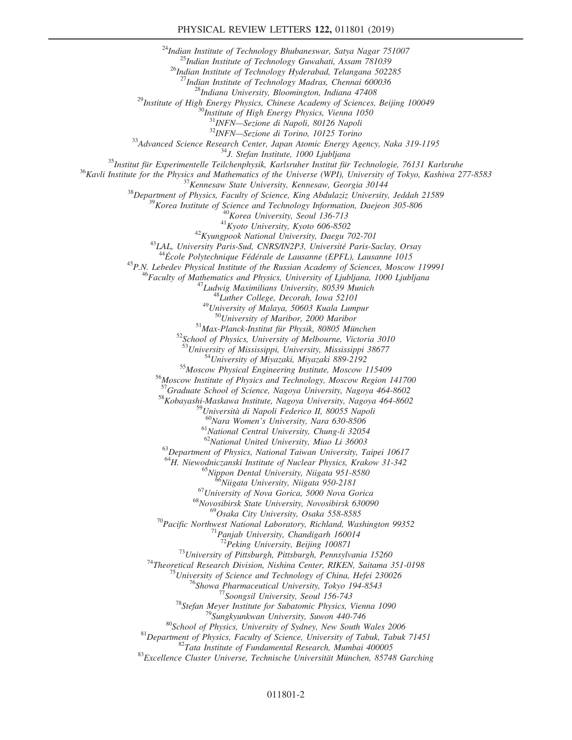[24]Indian Institute of Technology Bhubaneswar, Satya Nagar 751007
[25]Indian Institute of Technology Guwahati, Assam 781039
[26]Indian Institute of Technology Hyderabad, Telangana 502285
[27]Indian Institute of Technology Madras, Chennai 600036
[28]Indiana University, Bloomington, Indiana 47408
[29]Institute of High Energy Physics, Chinese Academy of Sciences, Beijing 100049
[30]Institute of High Energy Physics, Vienna 1050
[31]INFN—Sezione di Napoli, 80126 Napoli
[32]INFN—Sezione di Torino, 10125 Torino
[33]Advanced Science Research Center, Japan Atomic Energy Agency, Naka 319-1195
[34]J. Stefan Institute, 1000 Ljubljana
[35]Institut für Experimentelle Teilchenphysik, Karlsruher Institut für Technologie, 76131 Karlsruhe
[36]Kavli Institute for the Physics and Mathematics of the Universe (WPI), University of Tokyo, Kashiwa 277-8583
[37]Kennesaw State University, Kennesaw, Georgia 30144
[38]Department of Physics, Faculty of Science, King Abdulaziz University, Jeddah 21589
[39]Korea Institute of Science and Technology Information, Daejeon 305-806
[40]Korea University, Seoul 136-713
[41]Kyoto University, Kyoto 606-8502
[42]Kyungpook National University, Daegu 702-701
[43]LAL, University Paris-Sud, CNRS/IN2P3, Université Paris-Saclay, Orsay
[44]École Polytechnique Fédérale de Lausanne (EPFL), Lausanne 1015
[45]P.N. Lebedev Physical Institute of the Russian Academy of Sciences, Moscow 119991
[46]Faculty of Mathematics and Physics, University of Ljubljana, 1000 Ljubljana
[47]Ludwig Maximilians University, 80539 Munich
[48]Luther College, Decorah, Iowa 52101
[49]University of Malaya, 50603 Kuala Lumpur
[50]University of Maribor, 2000 Maribor
[51]Max-Planck-Institut für Physik, 80805 München
[52]School of Physics, University of Melbourne, Victoria 3010
[53]University of Mississippi, University, Mississippi 38677
[54]University of Miyazaki, Miyazaki 889-2192
[55]Moscow Physical Engineering Institute, Moscow 115409
[56]Moscow Institute of Physics and Technology, Moscow Region 141700
[57]Graduate School of Science, Nagoya University, Nagoya 464-8602
[58]Kobayashi-Maskawa Institute, Nagoya University, Nagoya 464-8602
[59]Università di Napoli Federico II, 80055 Napoli
[60]Nara Women's University, Nara 630-8506
[61]National Central University, Chung-li 32054
[62]National United University, Miao Li 36003
[63]Department of Physics, National Taiwan University, Taipei 10617
[64]H. Niewodniczanski Institute of Nuclear Physics, Krakow 31-342
[65]Nippon Dental University, Niigata 951-8580
[66]Niigata University, Niigata 950-2181
[67]University of Nova Gorica, 5000 Nova Gorica
[68]Novosibirsk State University, Novosibirsk 630090
[69]Osaka City University, Osaka 558-8585
[70]Pacific Northwest National Laboratory, Richland, Washington 99352
[71]Panjab University, Chandigarh 160014
[72]Peking University, Beijing 100871
[73]University of Pittsburgh, Pittsburgh, Pennsylvania 15260
[74]Theoretical Research Division, Nishina Center, RIKEN, Saitama 351-0198
[75]University of Science and Technology of China, Hefei 230026
[76]Showa Pharmaceutical University, Tokyo 194-8543
[77]Soongsil University, Seoul 156-743
[78]Stefan Meyer Institute for Subatomic Physics, Vienna 1090
[79]Sungkyunkwan University, Suwon 440-746
[80]School of Physics, University of Sydney, New South Wales 2006
[81]Department of Physics, Faculty of Science, University of Tabuk, Tabuk 71451
[82]Tata Institute of Fundamental Research, Mumbai 400005
[83]Excellence Cluster Universe, Technische Universität München, 85748 Garching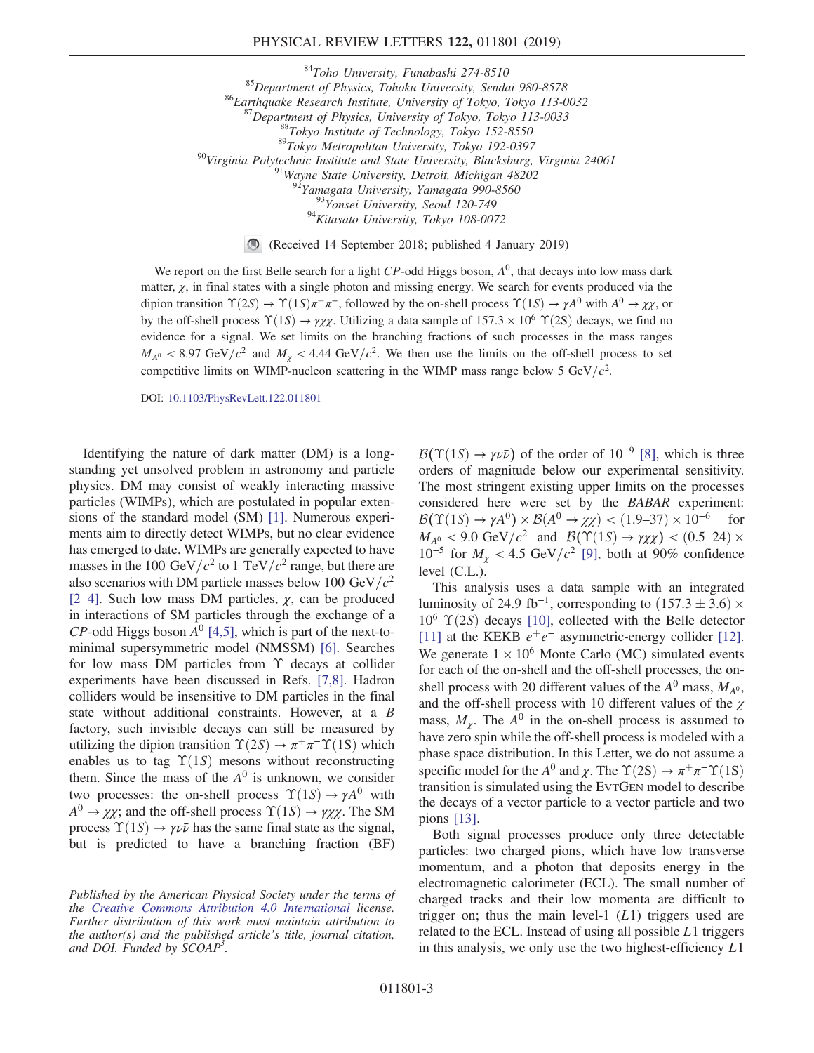[84]Toho University, Funabashi 274-8510
[85]Department of Physics, Tohoku University, Sendai 980-8578
[86]Earthquake Research Institute, University of Tokyo, Tokyo 113-0032
[87]Department of Physics, University of Tokyo, Tokyo 113-0033
[88]Tokyo Institute of Technology, Tokyo 152-8550
[89]Tokyo Metropolitan University, Tokyo 192-0397
[90]Virginia Polytechnic Institute and State University, Blacksburg, Virginia 24061
[91]Wayne State University, Detroit, Michigan 48202
[92]Yamagata University, Yamagata 990-8560
[93]Yonsei University, Seoul 120-749
[94]Kitasato University, Tokyo 108-0072

(Received 14 September 2018; published 4 January 2019)

We report on the first Belle search for a light $CP$-odd Higgs boson, $A^0$, that decays into low mass dark matter, $\chi$, in final states with a single photon and missing energy. We search for events produced via the dipion transition $\Upsilon(2S) \to \Upsilon(1S)\pi^+\pi^-$, followed by the on-shell process $\Upsilon(1S) \to \gamma A^0$ with $A^0 \to \chi\chi$, or by the off-shell process $\Upsilon(1S) \to \gamma\chi\chi$. Utilizing a data sample of $157.3 \times 10^6$ $\Upsilon(2S)$ decays, we find no evidence for a signal. We set limits on the branching fractions of such processes in the mass ranges $M_{A^0} < 8.97$ GeV$/c^2$ and $M_\chi < 4.44$ GeV$/c^2$. We then use the limits on the off-shell process to set competitive limits on WIMP-nucleon scattering in the WIMP mass range below 5 GeV$/c^2$.

DOI: 10.1103/PhysRevLett.122.011801

Identifying the nature of dark matter (DM) is a long-standing yet unsolved problem in astronomy and particle physics. DM may consist of weakly interacting massive particles (WIMPs), which are postulated in popular extensions of the standard model (SM) [1]. Numerous experiments aim to directly detect WIMPs, but no clear evidence has emerged to date. WIMPs are generally expected to have masses in the 100 GeV$/c^2$ to 1 TeV$/c^2$ range, but there are also scenarios with DM particle masses below 100 GeV$/c^2$ [2–4]. Such low mass DM particles, $\chi$, can be produced in interactions of SM particles through the exchange of a $CP$-odd Higgs boson $A^0$ [4,5], which is part of the next-to-minimal supersymmetric model (NMSSM) [6]. Searches for low mass DM particles from $\Upsilon$ decays at collider experiments have been discussed in Refs. [7,8]. Hadron colliders would be insensitive to DM particles in the final state without additional constraints. However, at a $B$ factory, such invisible decays can still be measured by utilizing the dipion transition $\Upsilon(2S) \to \pi^+\pi^-\Upsilon(1S)$ which enables us to tag $\Upsilon(1S)$ mesons without reconstructing them. Since the mass of the $A^0$ is unknown, we consider two processes: the on-shell process $\Upsilon(1S) \to \gamma A^0$ with $A^0 \to \chi\chi$; and the off-shell process $\Upsilon(1S) \to \gamma\chi\chi$. The SM process $\Upsilon(1S) \to \gamma\nu\bar{\nu}$ has the same final state as the signal, but is predicted to have a branching fraction (BF) $\mathcal{B}(\Upsilon(1S) \to \gamma\nu\bar{\nu})$ of the order of $10^{-9}$ [8], which is three orders of magnitude below our experimental sensitivity. The most stringent existing upper limits on the processes considered here were set by the *BABAR* experiment: $\mathcal{B}(\Upsilon(1S) \to \gamma A^0) \times \mathcal{B}(A^0 \to \chi\chi) < (1.9\text{–}37) \times 10^{-6}$ for $M_{A^0} < 9.0$ GeV$/c^2$ and $\mathcal{B}(\Upsilon(1S) \to \gamma\chi\chi) < (0.5\text{–}24) \times 10^{-5}$ for $M_\chi < 4.5$ GeV$/c^2$ [9], both at 90% confidence level (C.L.).

This analysis uses a data sample with an integrated luminosity of 24.9 fb$^{-1}$, corresponding to $(157.3 \pm 3.6) \times 10^6$ $\Upsilon(2S)$ decays [10], collected with the Belle detector [11] at the KEKB $e^+e^-$ asymmetric-energy collider [12]. We generate $1 \times 10^6$ Monte Carlo (MC) simulated events for each of the on-shell and the off-shell processes, the on-shell process with 20 different values of the $A^0$ mass, $M_{A^0}$, and the off-shell process with 10 different values of the $\chi$ mass, $M_\chi$. The $A^0$ in the on-shell process is assumed to have zero spin while the off-shell process is modeled with a phase space distribution. In this Letter, we do not assume a specific model for the $A^0$ and $\chi$. The $\Upsilon(2S) \to \pi^+\pi^-\Upsilon(1S)$ transition is simulated using the EvtGen model to describe the decays of a vector particle to a vector particle and two pions [13].

Both signal processes produce only three detectable particles: two charged pions, which have low transverse momentum, and a photon that deposits energy in the electromagnetic calorimeter (ECL). The small number of charged tracks and their low momenta are difficult to trigger on; thus the main level-1 ($L1$) triggers used are related to the ECL. Instead of using all possible $L1$ triggers in this analysis, we only use the two highest-efficiency $L1$

*Published by the American Physical Society under the terms of the Creative Commons Attribution 4.0 International license. Further distribution of this work must maintain attribution to the author(s) and the published article's title, journal citation, and DOI. Funded by SCOAP³.*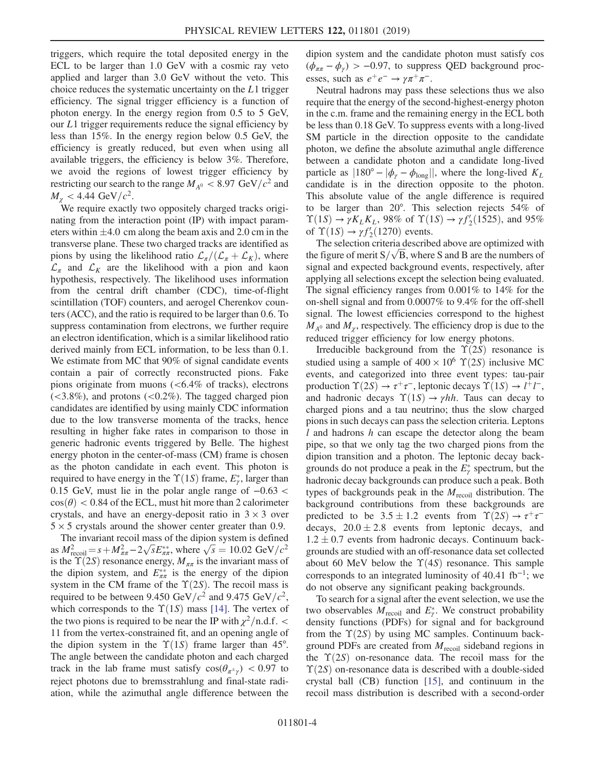triggers, which require the total deposited energy in the ECL to be larger than 1.0 GeV with a cosmic ray veto applied and larger than 3.0 GeV without the veto. This choice reduces the systematic uncertainty on the $L1$ trigger efficiency. The signal trigger efficiency is a function of photon energy. In the energy region from 0.5 to 5 GeV, our $L1$ trigger requirements reduce the signal efficiency by less than 15%. In the energy region below 0.5 GeV, the efficiency is greatly reduced, but even when using all available triggers, the efficiency is below 3%. Therefore, we avoid the regions of lowest trigger efficiency by restricting our search to the range $M_{A^0} < 8.97\ \mathrm{GeV}/c^2$ and $M_\chi < 4.44\ \mathrm{GeV}/c^2$.

We require exactly two oppositely charged tracks originating from the interaction point (IP) with impact parameters within $\pm 4.0$ cm along the beam axis and 2.0 cm in the transverse plane. These two charged tracks are identified as pions by using the likelihood ratio $\mathcal{L}_\pi/(\mathcal{L}_\pi + \mathcal{L}_K)$, where $\mathcal{L}_\pi$ and $\mathcal{L}_K$ are the likelihood with a pion and kaon hypothesis, respectively. The likelihood uses information from the central drift chamber (CDC), time-of-flight scintillation (TOF) counters, and aerogel Cherenkov counters (ACC), and the ratio is required to be larger than 0.6. To suppress contamination from electrons, we further require an electron identification, which is a similar likelihood ratio derived mainly from ECL information, to be less than 0.1. We estimate from MC that 90% of signal candidate events contain a pair of correctly reconstructed pions. Fake pions originate from muons (<6.4% of tracks), electrons (<3.8%), and protons (<0.2%). The tagged charged pion candidates are identified by using mainly CDC information due to the low transverse momenta of the tracks, hence resulting in higher fake rates in comparison to those in generic hadronic events triggered by Belle. The highest energy photon in the center-of-mass (CM) frame is chosen as the photon candidate in each event. This photon is required to have energy in the $\Upsilon(1S)$ frame, $E_\gamma^*$, larger than 0.15 GeV, must lie in the polar angle range of $-0.63 < \cos(\theta) < 0.84$ of the ECL, must hit more than 2 calorimeter crystals, and have an energy-deposit ratio in $3 \times 3$ over $5 \times 5$ crystals around the shower center greater than 0.9.

The invariant recoil mass of the dipion system is defined as $M_{\mathrm{recoil}}^2 = s + M_{\pi\pi}^2 - 2\sqrt{s}E_{\pi\pi}^{**}$, where $\sqrt{s} = 10.02\ \mathrm{GeV}/c^2$ is the $\Upsilon(2S)$ resonance energy, $M_{\pi\pi}$ is the invariant mass of the dipion system, and $E_{\pi\pi}^{**}$ is the energy of the dipion system in the CM frame of the $\Upsilon(2S)$. The recoil mass is required to be between $9.450\ \mathrm{GeV}/c^2$ and $9.475\ \mathrm{GeV}/c^2$, which corresponds to the $\Upsilon(1S)$ mass [14]. The vertex of the two pions is required to be near the IP with $\chi^2/\mathrm{n.d.f.} < 11$ from the vertex-constrained fit, and an opening angle of the dipion system in the $\Upsilon(1S)$ frame larger than 45°. The angle between the candidate photon and each charged track in the lab frame must satisfy $\cos(\theta_{\pi^\pm\gamma}) < 0.97$ to reject photons due to bremsstrahlung and final-state radiation, while the azimuthal angle difference between the dipion system and the candidate photon must satisfy $\cos(\phi_{\pi\pi} - \phi_\gamma) > -0.97$, to suppress QED background processes, such as $e^+e^- \to \gamma\pi^+\pi^-$.

Neutral hadrons may pass these selections thus we also require that the energy of the second-highest-energy photon in the c.m. frame and the remaining energy in the ECL both be less than 0.18 GeV. To suppress events with a long-lived SM particle in the direction opposite to the candidate photon, we define the absolute azimuthal angle difference between a candidate photon and a candidate long-lived particle as $|180° - |\phi_\gamma - \phi_{\mathrm{long}}||$, where the long-lived $K_L$ candidate is in the direction opposite to the photon. This absolute value of the angle difference is required to be larger than 20°. This selection rejects 54% of $\Upsilon(1S) \to \gamma K_L K_L$, 98% of $\Upsilon(1S) \to \gamma f_2'(1525)$, and 95% of $\Upsilon(1S) \to \gamma f_2'(1270)$ events.

The selection criteria described above are optimized with the figure of merit $\mathrm{S}/\sqrt{\mathrm{B}}$, where S and B are the numbers of signal and expected background events, respectively, after applying all selections except the selection being evaluated. The signal efficiency ranges from 0.001% to 14% for the on-shell signal and from 0.0007% to 9.4% for the off-shell signal. The lowest efficiencies correspond to the highest $M_{A^0}$ and $M_\chi$, respectively. The efficiency drop is due to the reduced trigger efficiency for low energy photons.

Irreducible background from the $\Upsilon(2S)$ resonance is studied using a sample of $400 \times 10^6$ $\Upsilon(2S)$ inclusive MC events, and categorized into three event types: tau-pair production $\Upsilon(2S) \to \tau^+\tau^-$, leptonic decays $\Upsilon(1S) \to l^+l^-$, and hadronic decays $\Upsilon(1S) \to \gamma hh$. Taus can decay to charged pions and a tau neutrino; thus the slow charged pions in such decays can pass the selection criteria. Leptons $l$ and hadrons $h$ can escape the detector along the beam pipe, so that we only tag the two charged pions from the dipion transition and a photon. The leptonic decay backgrounds do not produce a peak in the $E_\gamma^*$ spectrum, but the hadronic decay backgrounds can produce such a peak. Both types of backgrounds peak in the $M_{\mathrm{recoil}}$ distribution. The background contributions from these backgrounds are predicted to be $3.5 \pm 1.2$ events from $\Upsilon(2S) \to \tau^+\tau^-$ decays, $20.0 \pm 2.8$ events from leptonic decays, and $1.2 \pm 0.7$ events from hadronic decays. Continuum backgrounds are studied with an off-resonance data set collected about 60 MeV below the $\Upsilon(4S)$ resonance. This sample corresponds to an integrated luminosity of $40.41\ \mathrm{fb}^{-1}$; we do not observe any significant peaking backgrounds.

To search for a signal after the event selection, we use the two observables $M_{\mathrm{recoil}}$ and $E_\gamma^*$. We construct probability density functions (PDFs) for signal and for background from the $\Upsilon(2S)$ by using MC samples. Continuum background PDFs are created from $M_{\mathrm{recoil}}$ sideband regions in the $\Upsilon(2S)$ on-resonance data. The recoil mass for the $\Upsilon(2S)$ on-resonance data is described with a double-sided crystal ball (CB) function [15], and continuum in the recoil mass distribution is described with a second-order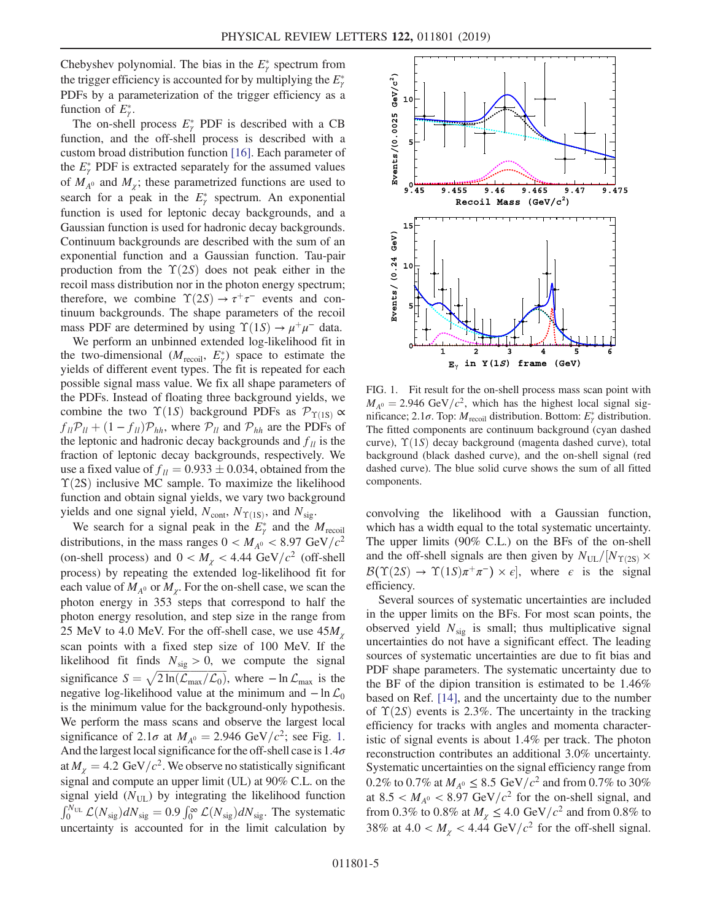Chebyshev polynomial. The bias in the $E_\gamma^*$ spectrum from the trigger efficiency is accounted for by multiplying the $E_\gamma^*$ PDFs by a parameterization of the trigger efficiency as a function of $E_\gamma^*$.

The on-shell process $E_\gamma^*$ PDF is described with a CB function, and the off-shell process is described with a custom broad distribution function [16]. Each parameter of the $E_\gamma^*$ PDF is extracted separately for the assumed values of $M_{A^0}$ and $M_\chi$; these parametrized functions are used to search for a peak in the $E_\gamma^*$ spectrum. An exponential function is used for leptonic decay backgrounds, and a Gaussian function is used for hadronic decay backgrounds. Continuum backgrounds are described with the sum of an exponential function and a Gaussian function. Tau-pair production from the $\Upsilon(2S)$ does not peak either in the recoil mass distribution nor in the photon energy spectrum; therefore, we combine $\Upsilon(2S) \to \tau^+\tau^-$ events and continuum backgrounds. The shape parameters of the recoil mass PDF are determined by using $\Upsilon(1S) \to \mu^+\mu^-$ data.

We perform an unbinned extended log-likelihood fit in the two-dimensional ($M_{\rm recoil}$, $E_\gamma^*$) space to estimate the yields of different event types. The fit is repeated for each possible signal mass value. We fix all shape parameters of the PDFs. Instead of floating three background yields, we combine the two $\Upsilon(1S)$ background PDFs as $\mathcal{P}_{\Upsilon(1S)} \propto f_{ll}\mathcal{P}_{ll} + (1 - f_{ll})\mathcal{P}_{hh}$, where $\mathcal{P}_{ll}$ and $\mathcal{P}_{hh}$ are the PDFs of the leptonic and hadronic decay backgrounds and $f_{ll}$ is the fraction of leptonic decay backgrounds, respectively. We use a fixed value of $f_{ll} = 0.933 \pm 0.034$, obtained from the $\Upsilon(2S)$ inclusive MC sample. To maximize the likelihood function and obtain signal yields, we vary two background yields and one signal yield, $N_{\rm cont}$, $N_{\Upsilon(1S)}$, and $N_{\rm sig}$.

We search for a signal peak in the $E_\gamma^*$ and the $M_{\rm recoil}$ distributions, in the mass ranges $0 < M_{A^0} < 8.97~{\rm GeV}/c^2$ (on-shell process) and $0 < M_\chi < 4.44~{\rm GeV}/c^2$ (off-shell process) by repeating the extended log-likelihood fit for each value of $M_{A^0}$ or $M_\chi$. For the on-shell case, we scan the photon energy in 353 steps that correspond to half the photon energy resolution, and step size in the range from 25 MeV to 4.0 MeV. For the off-shell case, we use $45 M_\chi$ scan points with a fixed step size of 100 MeV. If the likelihood fit finds $N_{\rm sig} > 0$, we compute the signal significance $S = \sqrt{2\ln(\mathcal{L}_{\rm max}/\mathcal{L}_0)}$, where $-\ln\mathcal{L}_{\rm max}$ is the negative log-likelihood value at the minimum and $-\ln\mathcal{L}_0$ is the minimum value for the background-only hypothesis. We perform the mass scans and observe the largest local significance of $2.1\sigma$ at $M_{A^0} = 2.946~{\rm GeV}/c^2$; see Fig. 1. And the largest local significance for the off-shell case is $1.4\sigma$ at $M_\chi = 4.2~{\rm GeV}/c^2$. We observe no statistically significant signal and compute an upper limit (UL) at 90% C.L. on the signal yield ($N_{\rm UL}$) by integrating the likelihood function $\int_0^{N_{\rm UL}} \mathcal{L}(N_{\rm sig}) dN_{\rm sig} = 0.9 \int_0^\infty \mathcal{L}(N_{\rm sig}) dN_{\rm sig}$. The systematic uncertainty is accounted for in the limit calculation by convolving the likelihood with a Gaussian function, which has a width equal to the total systematic uncertainty. The upper limits (90% C.L.) on the BFs of the on-shell and the off-shell signals are then given by $N_{\rm UL}/[N_{\Upsilon(2S)} \times \mathcal{B}(\Upsilon(2S) \to \Upsilon(1S)\pi^+\pi^-) \times \epsilon]$, where $\epsilon$ is the signal efficiency.

FIG. 1. Fit result for the on-shell process mass scan point with $M_{A^0} = 2.946~{\rm GeV}/c^2$, which has the highest local signal significance; $2.1\sigma$. Top: $M_{\rm recoil}$ distribution. Bottom: $E_\gamma^*$ distribution. The fitted components are continuum background (cyan dashed curve), $\Upsilon(1S)$ decay background (magenta dashed curve), total background (black dashed curve), and the on-shell signal (red dashed curve). The blue solid curve shows the sum of all fitted components.

Several sources of systematic uncertainties are included in the upper limits on the BFs. For most scan points, the observed yield $N_{\rm sig}$ is small; thus multiplicative signal uncertainties do not have a significant effect. The leading sources of systematic uncertainties are due to fit bias and PDF shape parameters. The systematic uncertainty due to the BF of the dipion transition is estimated to be 1.46% based on Ref. [14], and the uncertainty due to the number of $\Upsilon(2S)$ events is 2.3%. The uncertainty in the tracking efficiency for tracks with angles and momenta characteristic of signal events is about 1.4% per track. The photon reconstruction contributes an additional 3.0% uncertainty. Systematic uncertainties on the signal efficiency range from 0.2% to 0.7% at $M_{A^0} \leq 8.5~{\rm GeV}/c^2$ and from 0.7% to 30% at $8.5 < M_{A^0} < 8.97~{\rm GeV}/c^2$ for the on-shell signal, and from 0.3% to 0.8% at $M_\chi \leq 4.0~{\rm GeV}/c^2$ and from 0.8% to 38% at $4.0 < M_\chi < 4.44~{\rm GeV}/c^2$ for the off-shell signal.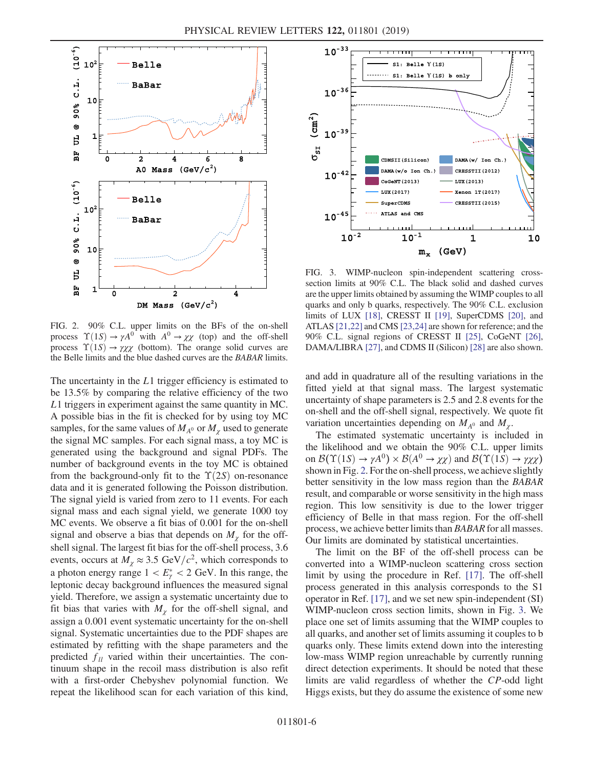Belle

BaBar

BF UL @ 90% C.L. $(10^{-6})$

A0 Mass (GeV/c$^2$)

Belle

BaBar

BF UL @ 90% C.L. $(10^{-6})$

DM Mass (GeV/c$^2$)

FIG. 2. 90% C.L. upper limits on the BFs of the on-shell process $\Upsilon(1S) \to \gamma A^0$ with $A^0 \to \chi\chi$ (top) and the off-shell process $\Upsilon(1S) \to \gamma\chi\chi$ (bottom). The orange solid curves are the Belle limits and the blue dashed curves are the *BABAR* limits.

S1: Belle Υ(1S)

S1: Belle Υ(1S) b only

CDMSII(Silicon), DAMA(w/ Ion Ch.), DAMA(w/o Ion Ch.), CRESSTII(2012), CoGeNT(2013), LUX(2013), LUX(2017), Xenon 1T(2017), SuperCDMS, CRESSTII(2015), ATLAS and CMS

$\sigma_{SI}$ (cm$^2$)

$m_\chi$ (GeV)

FIG. 3. WIMP-nucleon spin-independent scattering cross-section limits at 90% C.L. The black solid and dashed curves are the upper limits obtained by assuming the WIMP couples to all quarks and only b quarks, respectively. The 90% C.L. exclusion limits of LUX [18], CRESST II [19], SuperCDMS [20], and ATLAS [21,22] and CMS [23,24] are shown for reference; and the 90% C.L. signal regions of CRESST II [25], CoGeNT [26], DAMA/LIBRA [27], and CDMS II (Silicon) [28] are also shown.

The uncertainty in the $L1$ trigger efficiency is estimated to be 13.5% by comparing the relative efficiency of the two $L1$ triggers in experiment against the same quantity in MC. A possible bias in the fit is checked for by using toy MC samples, for the same values of $M_{A^0}$ or $M_\chi$ used to generate the signal MC samples. For each signal mass, a toy MC is generated using the background and signal PDFs. The number of background events in the toy MC is obtained from the background-only fit to the $\Upsilon(2S)$ on-resonance data and it is generated following the Poisson distribution. The signal yield is varied from zero to 11 events. For each signal mass and each signal yield, we generate 1000 toy MC events. We observe a fit bias of 0.001 for the on-shell signal and observe a bias that depends on $M_\chi$ for the off-shell signal. The largest fit bias for the off-shell process, 3.6 events, occurs at $M_\chi \approx 3.5$ GeV/$c^2$, which corresponds to a photon energy range $1 < E_\gamma^* < 2$ GeV. In this range, the leptonic decay background influences the measured signal yield. Therefore, we assign a systematic uncertainty due to fit bias that varies with $M_\chi$ for the off-shell signal, and assign a 0.001 event systematic uncertainty for the on-shell signal. Systematic uncertainties due to the PDF shapes are estimated by refitting with the shape parameters and the predicted $f_{ll}$ varied within their uncertainties. The continuum shape in the recoil mass distribution is also refit with a first-order Chebyshev polynomial function. We repeat the likelihood scan for each variation of this kind, and add in quadrature all of the resulting variations in the fitted yield at that signal mass. The largest systematic uncertainty of shape parameters is 2.5 and 2.8 events for the on-shell and the off-shell signal, respectively. We quote fit variation uncertainties depending on $M_{A^0}$ and $M_\chi$.

The estimated systematic uncertainty is included in the likelihood and we obtain the 90% C.L. upper limits on $\mathcal{B}(\Upsilon(1S) \to \gamma A^0) \times \mathcal{B}(A^0 \to \chi\chi)$ and $\mathcal{B}(\Upsilon(1S) \to \gamma\chi\chi)$ shown in Fig. 2. For the on-shell process, we achieve slightly better sensitivity in the low mass region than the *BABAR* result, and comparable or worse sensitivity in the high mass region. This low sensitivity is due to the lower trigger efficiency of Belle in that mass region. For the off-shell process, we achieve better limits than *BABAR* for all masses. Our limits are dominated by statistical uncertainties.

The limit on the BF of the off-shell process can be converted into a WIMP-nucleon scattering cross section limit by using the procedure in Ref. [17]. The off-shell process generated in this analysis corresponds to the S1 operator in Ref. [17], and we set new spin-independent (SI) WIMP-nucleon cross section limits, shown in Fig. 3. We place one set of limits assuming that the WIMP couples to all quarks, and another set of limits assuming it couples to b quarks only. These limits extend down into the interesting low-mass WIMP region unreachable by currently running direct detection experiments. It should be noted that these limits are valid regardless of whether the *CP*-odd light Higgs exists, but they do assume the existence of some new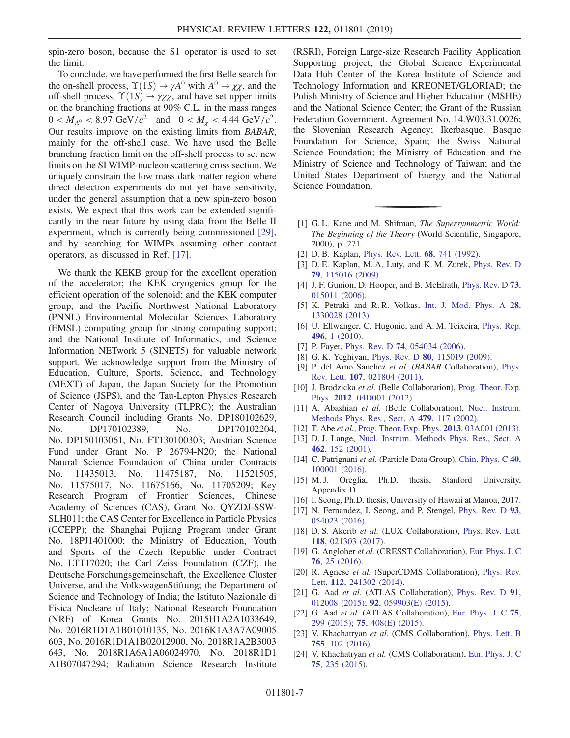spin-zero boson, because the S1 operator is used to set the limit.

To conclude, we have performed the first Belle search for the on-shell process, $\Upsilon(1S) \to \gamma A^0$ with $A^0 \to \chi\chi$, and the off-shell process, $\Upsilon(1S) \to \gamma\chi\chi$, and have set upper limits on the branching fractions at 90% C.L. in the mass ranges $0 < M_{A^0} < 8.97\ \mathrm{GeV}/c^2$ and $0 < M_\chi < 4.44\ \mathrm{GeV}/c^2$. Our results improve on the existing limits from *BABAR*, mainly for the off-shell case. We have used the Belle branching fraction limit on the off-shell process to set new limits on the SI WIMP-nucleon scattering cross section. We uniquely constrain the low mass dark matter region where direct detection experiments do not yet have sensitivity, under the general assumption that a new spin-zero boson exists. We expect that this work can be extended significantly in the near future by using data from the Belle II experiment, which is currently being commissioned [29], and by searching for WIMPs assuming other contact operators, as discussed in Ref. [17].

We thank the KEKB group for the excellent operation of the accelerator; the KEK cryogenics group for the efficient operation of the solenoid; and the KEK computer group, and the Pacific Northwest National Laboratory (PNNL) Environmental Molecular Sciences Laboratory (EMSL) computing group for strong computing support; and the National Institute of Informatics, and Science Information NETwork 5 (SINET5) for valuable network support. We acknowledge support from the Ministry of Education, Culture, Sports, Science, and Technology (MEXT) of Japan, the Japan Society for the Promotion of Science (JSPS), and the Tau-Lepton Physics Research Center of Nagoya University (TLPRC); the Australian Research Council including Grants No. DP180102629, No. DP170102389, No. DP170102204, No. DP150103061, No. FT130100303; Austrian Science Fund under Grant No. P 26794-N20; the National Natural Science Foundation of China under Contracts No. 11435013, No. 11475187, No. 11521505, No. 11575017, No. 11675166, No. 11705209; Key Research Program of Frontier Sciences, Chinese Academy of Sciences (CAS), Grant No. QYZDJ-SSW-SLH011; the CAS Center for Excellence in Particle Physics (CCEPP); the Shanghai Pujiang Program under Grant No. 18PJ1401000; the Ministry of Education, Youth and Sports of the Czech Republic under Contract No. LTT17020; the Carl Zeiss Foundation (CZF), the Deutsche Forschungsgemeinschaft, the Excellence Cluster Universe, and the VolkswagenStiftung; the Department of Science and Technology of India; the Istituto Nazionale di Fisica Nucleare of Italy; National Research Foundation (NRF) of Korea Grants No. 2015H1A2A1033649, No. 2016R1D1A1B01010135, No. 2016K1A3A7A09005603, No. 2016R1D1A1B02012900, No. 2018R1A2B3003643, No. 2018R1A6A1A06024970, No. 2018R1D1A1B07047294; Radiation Science Research Institute (RSRI), Foreign Large-size Research Facility Application Supporting project, the Global Science Experimental Data Hub Center of the Korea Institute of Science and Technology Information and KREONET/GLORIAD; the Polish Ministry of Science and Higher Education (MSHE) and the National Science Center; the Grant of the Russian Federation Government, Agreement No. 14.W03.31.0026; the Slovenian Research Agency; Ikerbasque, Basque Foundation for Science, Spain; the Swiss National Science Foundation; the Ministry of Education and the Ministry of Science and Technology of Taiwan; and the United States Department of Energy and the National Science Foundation.

---

[1] G. L. Kane and M. Shifman, *The Supersymmetric World: The Beginning of the Theory* (World Scientific, Singapore, 2000), p. 271.

[2] D. B. Kaplan, Phys. Rev. Lett. **68**, 741 (1992).

[3] D. E. Kaplan, M. A. Luty, and K. M. Zurek, Phys. Rev. D **79**, 115016 (2009).

[4] J. F. Gunion, D. Hooper, and B. McElrath, Phys. Rev. D **73**, 015011 (2006).

[5] K. Petraki and R. R. Volkas, Int. J. Mod. Phys. A **28**, 1330028 (2013).

[6] U. Ellwanger, C. Hugonie, and A. M. Teixeira, Phys. Rep. **496**, 1 (2010).

[7] P. Fayet, Phys. Rev. D **74**, 054034 (2006).

[8] G. K. Yeghiyan, Phys. Rev. D **80**, 115019 (2009).

[9] P. del Amo Sanchez *et al.* (*BABAR* Collaboration), Phys. Rev. Lett. **107**, 021804 (2011).

[10] J. Brodzicka *et al.* (Belle Collaboration), Prog. Theor. Exp. Phys. **2012**, 04D001 (2012).

[11] A. Abashian *et al.* (Belle Collaboration), Nucl. Instrum. Methods Phys. Res., Sect. A **479**, 117 (2002).

[12] T. Abe *et al.*, Prog. Theor. Exp. Phys. **2013**, 03A001 (2013).

[13] D. J. Lange, Nucl. Instrum. Methods Phys. Res., Sect. A **462**, 152 (2001).

[14] C. Patrignani *et al.* (Particle Data Group), Chin. Phys. C **40**, 100001 (2016).

[15] M. J. Oreglia, Ph.D. thesis, Stanford University, Appendix D.

[16] I. Seong, Ph.D. thesis, University of Hawaii at Manoa, 2017.

[17] N. Fernandez, I. Seong, and P. Stengel, Phys. Rev. D **93**, 054023 (2016).

[18] D. S. Akerib *et al.* (LUX Collaboration), Phys. Rev. Lett. **118**, 021303 (2017).

[19] G. Angloher *et al.* (CRESST Collaboration), Eur. Phys. J. C **76**, 25 (2016).

[20] R. Agnese *et al.* (SuperCDMS Collaboration), Phys. Rev. Lett. **112**, 241302 (2014).

[21] G. Aad *et al.* (ATLAS Collaboration), Phys. Rev. D **91**, 012008 (2015); **92**, 059903(E) (2015).

[22] G. Aad *et al.* (ATLAS Collaboration), Eur. Phys. J. C **75**, 299 (2015); **75**, 408(E) (2015).

[23] V. Khachatryan *et al.* (CMS Collaboration), Phys. Lett. B **755**, 102 (2016).

[24] V. Khachatryan *et al.* (CMS Collaboration), Eur. Phys. J. C **75**, 235 (2015).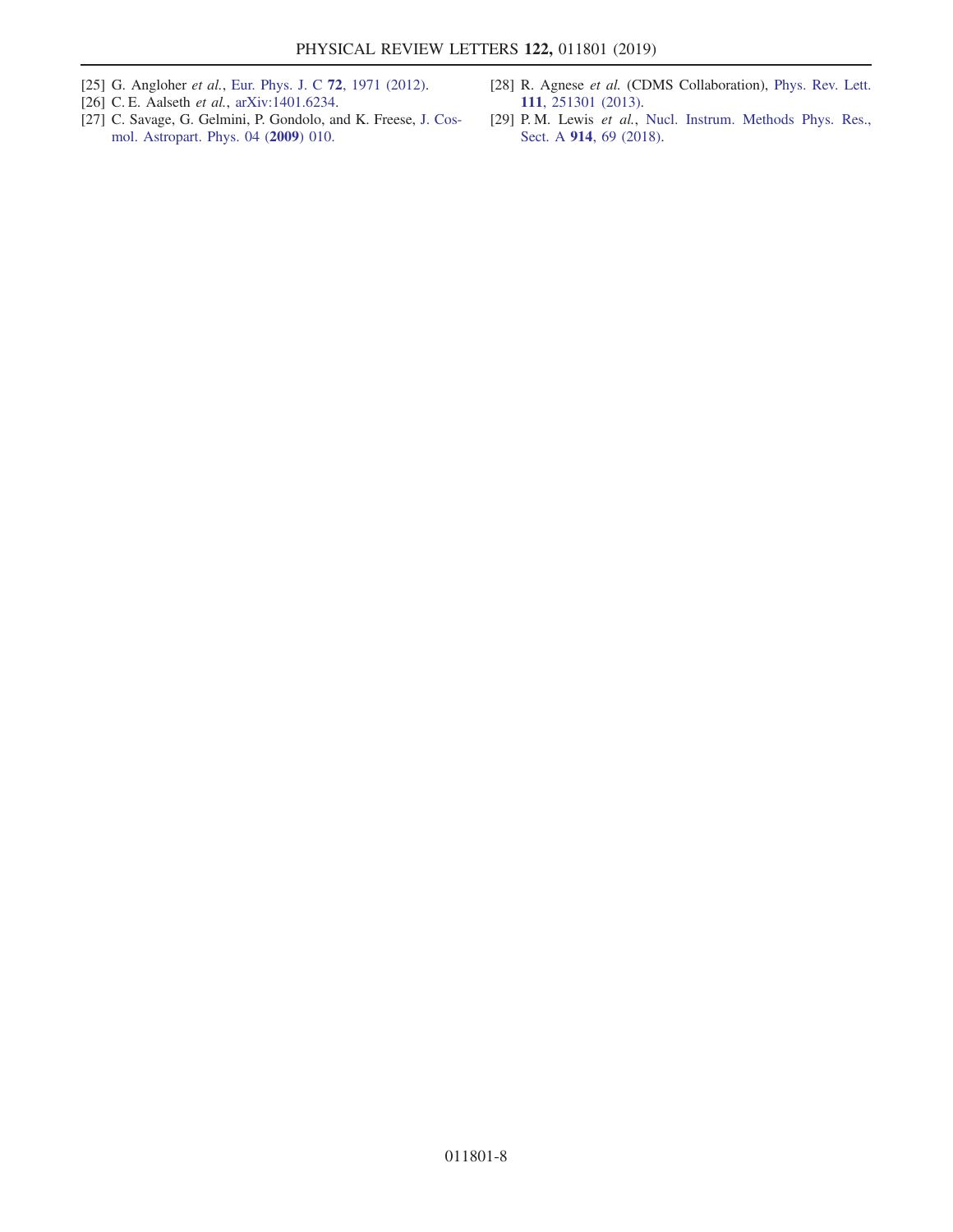[25] G. Angloher *et al.*, Eur. Phys. J. C **72**, 1971 (2012).

[26] C. E. Aalseth *et al.*, arXiv:1401.6234.

[27] C. Savage, G. Gelmini, P. Gondolo, and K. Freese, J. Cosmol. Astropart. Phys. 04 (**2009**) 010.

[28] R. Agnese *et al.* (CDMS Collaboration), Phys. Rev. Lett. **111**, 251301 (2013).

[29] P. M. Lewis *et al.*, Nucl. Instrum. Methods Phys. Res., Sect. A **914**, 69 (2018).